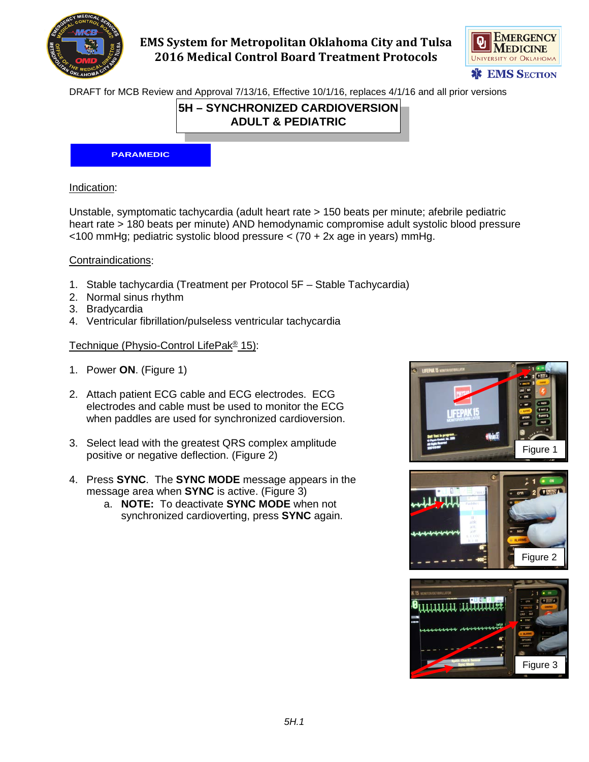# EMS System for Metropolitan Oklahoma City and Tulsa
## 2016 Medical Control Board Treatment Protocols

DRAFT for MCB Review and Approval 7/13/16, Effective 10/1/16, replaces 4/1/16 and all prior versions

## 5H – SYNCHRONIZED CARDIOVERSION ADULT & PEDIATRIC

**PARAMEDIC**

Indication:

Unstable, symptomatic tachycardia (adult heart rate > 150 beats per minute; afebrile pediatric heart rate > 180 beats per minute) AND hemodynamic compromise adult systolic blood pressure <100 mmHg; pediatric systolic blood pressure < (70 + 2x age in years) mmHg.

Contraindications:

1. Stable tachycardia (Treatment per Protocol 5F – Stable Tachycardia)
2. Normal sinus rhythm
3. Bradycardia
4. Ventricular fibrillation/pulseless ventricular tachycardia

Technique (Physio-Control LifePak® 15):

1. Power **ON**. (Figure 1)

2. Attach patient ECG cable and ECG electrodes. ECG electrodes and cable must be used to monitor the ECG when paddles are used for synchronized cardioversion.

3. Select lead with the greatest QRS complex amplitude positive or negative deflection. (Figure 2)

4. Press **SYNC**. The **SYNC MODE** message appears in the message area when **SYNC** is active. (Figure 3)
   a. **NOTE:** To deactivate **SYNC MODE** when not synchronized cardioverting, press **SYNC** again.

Figure 1

Figure 2

Figure 3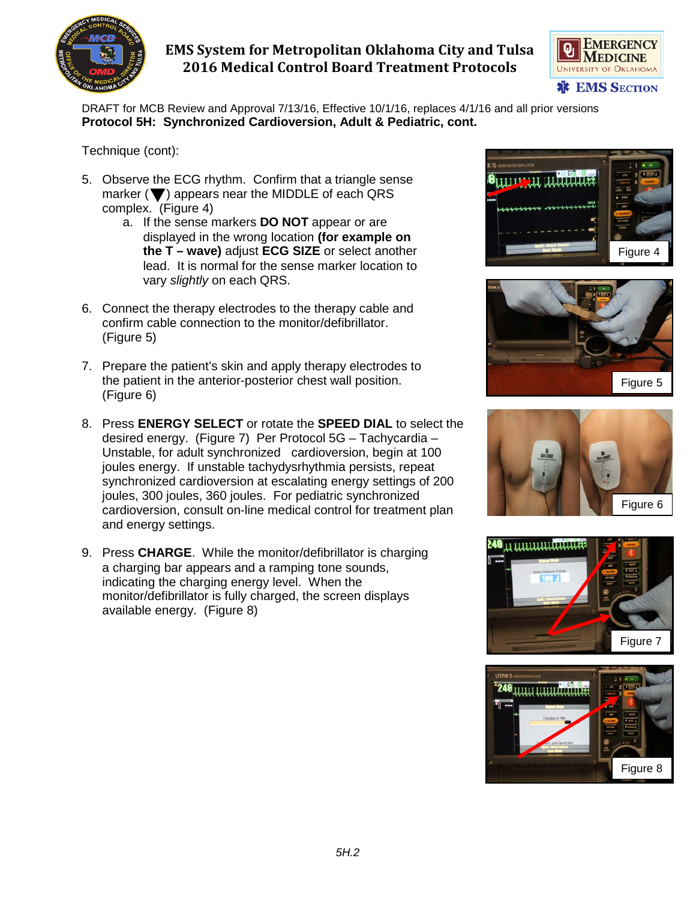DRAFT for MCB Review and Approval 7/13/16, Effective 10/1/16, replaces 4/1/16 and all prior versions

**Protocol 5H: Synchronized Cardioversion, Adult & Pediatric, cont.**

Technique (cont):

5. Observe the ECG rhythm. Confirm that a triangle sense marker (▼) appears near the MIDDLE of each QRS complex. (Figure 4)
   a. If the sense markers **DO NOT** appear or are displayed in the wrong location **(for example on the T – wave)** adjust **ECG SIZE** or select another lead. It is normal for the sense marker location to vary *slightly* on each QRS.

6. Connect the therapy electrodes to the therapy cable and confirm cable connection to the monitor/defibrillator. (Figure 5)

7. Prepare the patient's skin and apply therapy electrodes to the patient in the anterior-posterior chest wall position. (Figure 6)

8. Press **ENERGY SELECT** or rotate the **SPEED DIAL** to select the desired energy. (Figure 7) Per Protocol 5G – Tachycardia – Unstable, for adult synchronized cardioversion, begin at 100 joules energy. If unstable tachydysrhythmia persists, repeat synchronized cardioversion at escalating energy settings of 200 joules, 300 joules, 360 joules. For pediatric synchronized cardioversion, consult on-line medical control for treatment plan and energy settings.

9. Press **CHARGE**. While the monitor/defibrillator is charging a charging bar appears and a ramping tone sounds, indicating the charging energy level. When the monitor/defibrillator is fully charged, the screen displays available energy. (Figure 8)

Figure 4

Figure 5

Figure 6

Figure 7

Figure 8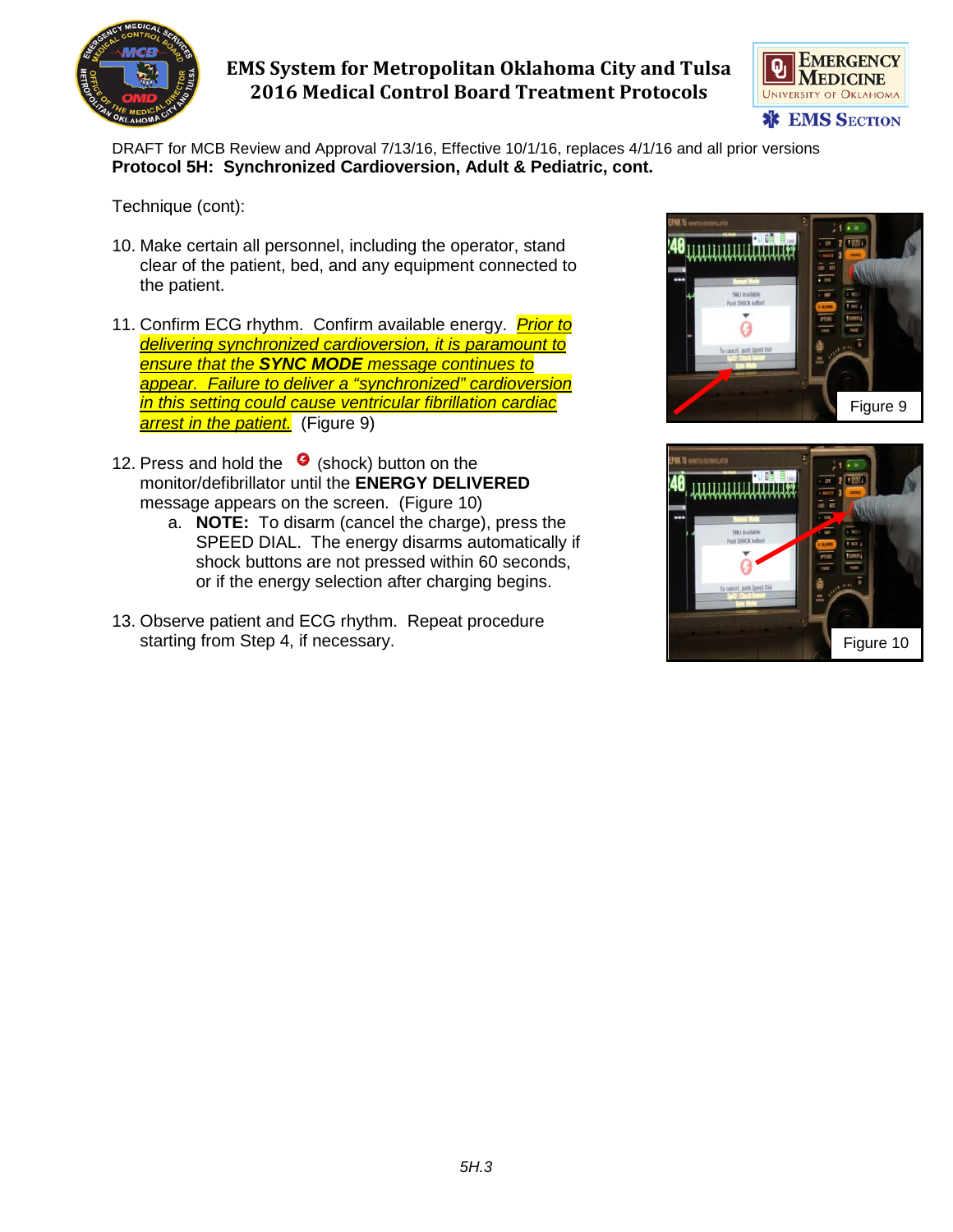DRAFT for MCB Review and Approval 7/13/16, Effective 10/1/16, replaces 4/1/16 and all prior versions

**Protocol 5H: Synchronized Cardioversion, Adult & Pediatric, cont.**

Technique (cont):

10. Make certain all personnel, including the operator, stand clear of the patient, bed, and any equipment connected to the patient.

11. Confirm ECG rhythm. Confirm available energy. *Prior to delivering synchronized cardioversion, it is paramount to ensure that the **SYNC MODE** message continues to appear. Failure to deliver a "synchronized" cardioversion in this setting could cause ventricular fibrillation cardiac arrest in the patient.* (Figure 9)

12. Press and hold the (shock) button on the monitor/defibrillator until the **ENERGY DELIVERED** message appears on the screen. (Figure 10)
    a. **NOTE:** To disarm (cancel the charge), press the SPEED DIAL. The energy disarms automatically if shock buttons are not pressed within 60 seconds, or if the energy selection after charging begins.

13. Observe patient and ECG rhythm. Repeat procedure starting from Step 4, if necessary.

Figure 9

Figure 10